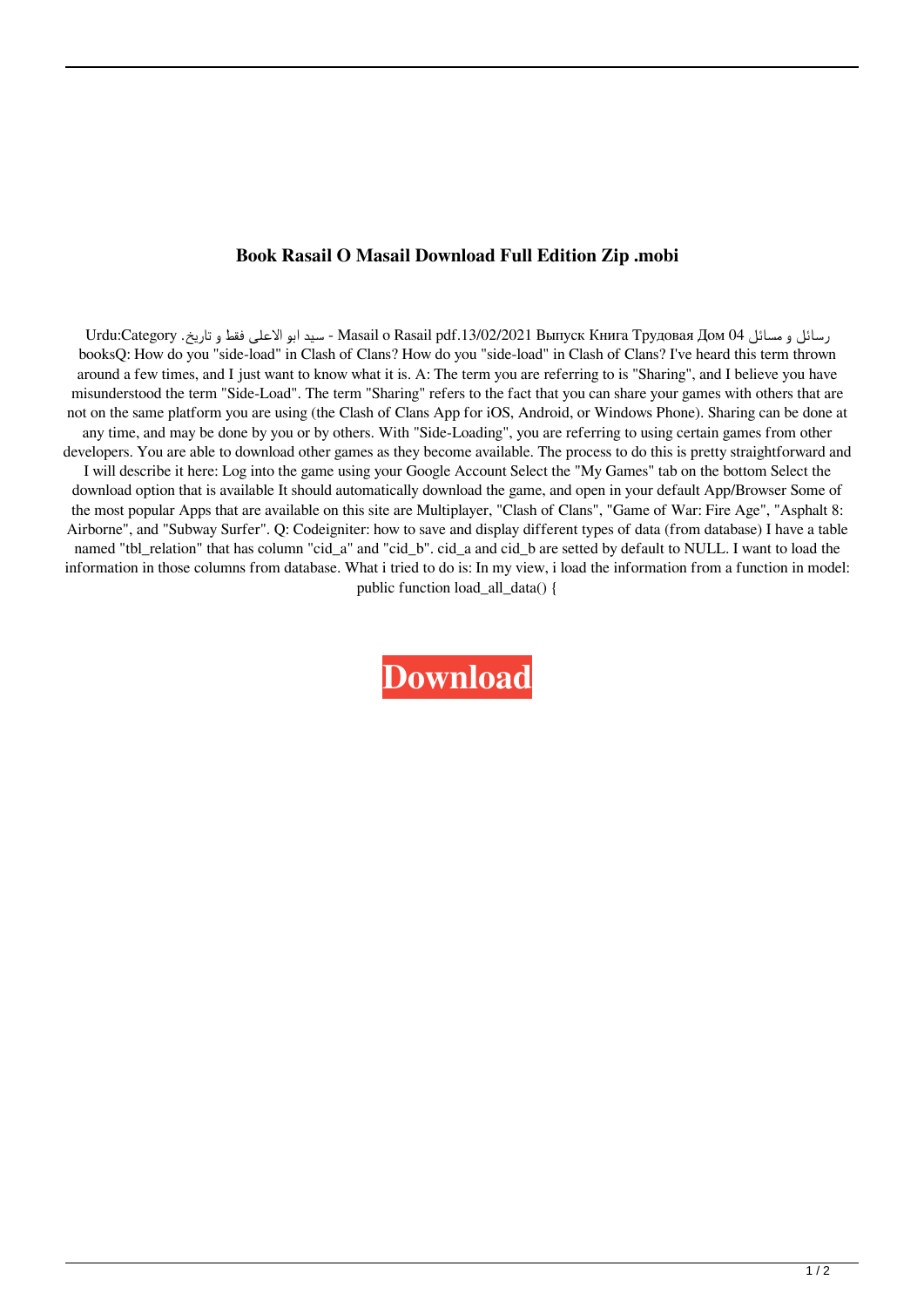**Book Rasail O Masail Download Full Edition Zip .mobi**

رسائل و مسائل 04 Masail o Rasail pdf.13/02/2021 Выпуск Книга Трудовая Дом - سید ابو الاعلی فقط و تاریخ. Urdu:Category booksQ: How do you "side-load" in Clash of Clans? How do you "side-load" in Clash of Clans? I've heard this term thrown around a few times, and I just want to know what it is. A: The term you are referring to is "Sharing", and I believe you have misunderstood the term "Side-Load". The term "Sharing" refers to the fact that you can share your games with others that are not on the same platform you are using (the Clash of Clans App for iOS, Android, or Windows Phone). Sharing can be done at any time, and may be done by you or by others. With "Side-Loading", you are referring to using certain games from other developers. You are able to download other games as they become available. The process to do this is pretty straightforward and I will describe it here: Log into the game using your Google Account Select the "My Games" tab on the bottom Select the download option that is available It should automatically download the game, and open in your default App/Browser Some of the most popular Apps that are available on this site are Multiplayer, "Clash of Clans", "Game of War: Fire Age", "Asphalt 8: Airborne", and "Subway Surfer". Q: Codeigniter: how to save and display different types of data (from database) I have a table named "tbl_relation" that has column "cid_a" and "cid_b". cid_a and cid_b are setted by default to NULL. I want to load the information in those columns from database. What i tried to do is: In my view, i load the information from a function in model: public function load_all_data() {

**Download**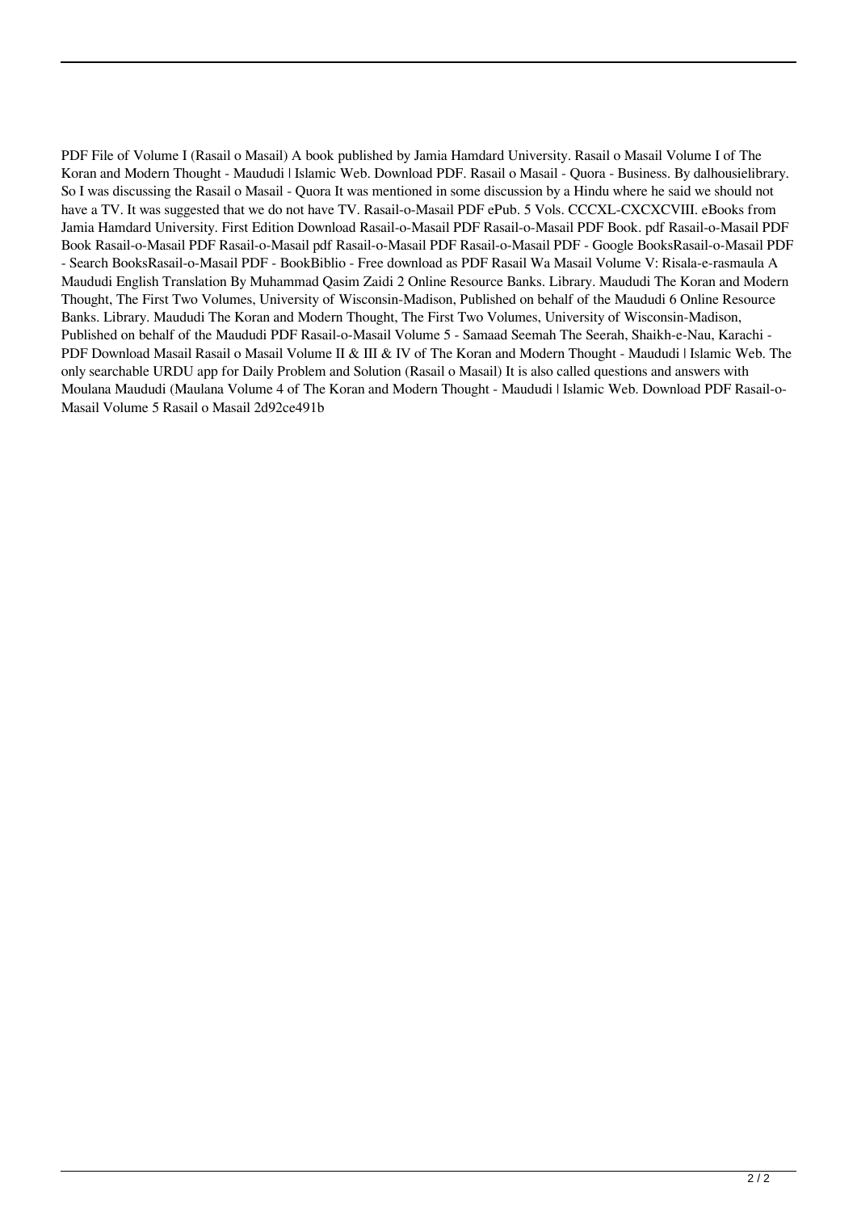PDF File of Volume I (Rasail o Masail) A book published by Jamia Hamdard University. Rasail o Masail Volume I of The Koran and Modern Thought - Maududi | Islamic Web. Download PDF. Rasail o Masail - Quora - Business. By dalhousielibrary. So I was discussing the Rasail o Masail - Quora It was mentioned in some discussion by a Hindu where he said we should not have a TV. It was suggested that we do not have TV. Rasail-o-Masail PDF ePub. 5 Vols. CCCXL-CXCXCVIII. eBooks from Jamia Hamdard University. First Edition Download Rasail-o-Masail PDF Rasail-o-Masail PDF Book. pdf Rasail-o-Masail PDF Book Rasail-o-Masail PDF Rasail-o-Masail pdf Rasail-o-Masail PDF Rasail-o-Masail PDF - Google BooksRasail-o-Masail PDF - Search BooksRasail-o-Masail PDF - BookBiblio - Free download as PDF Rasail Wa Masail Volume V: Risala-e-rasmaula A Maududi English Translation By Muhammad Qasim Zaidi 2 Online Resource Banks. Library. Maududi The Koran and Modern Thought, The First Two Volumes, University of Wisconsin-Madison, Published on behalf of the Maududi 6 Online Resource Banks. Library. Maududi The Koran and Modern Thought, The First Two Volumes, University of Wisconsin-Madison, Published on behalf of the Maududi PDF Rasail-o-Masail Volume 5 - Samaad Seemah The Seerah, Shaikh-e-Nau, Karachi - PDF Download Masail Rasail o Masail Volume II & III & IV of The Koran and Modern Thought - Maududi | Islamic Web. The only searchable URDU app for Daily Problem and Solution (Rasail o Masail) It is also called questions and answers with Moulana Maududi (Maulana Volume 4 of The Koran and Modern Thought - Maududi | Islamic Web. Download PDF Rasail-o-Masail Volume 5 Rasail o Masail 2d92ce491b